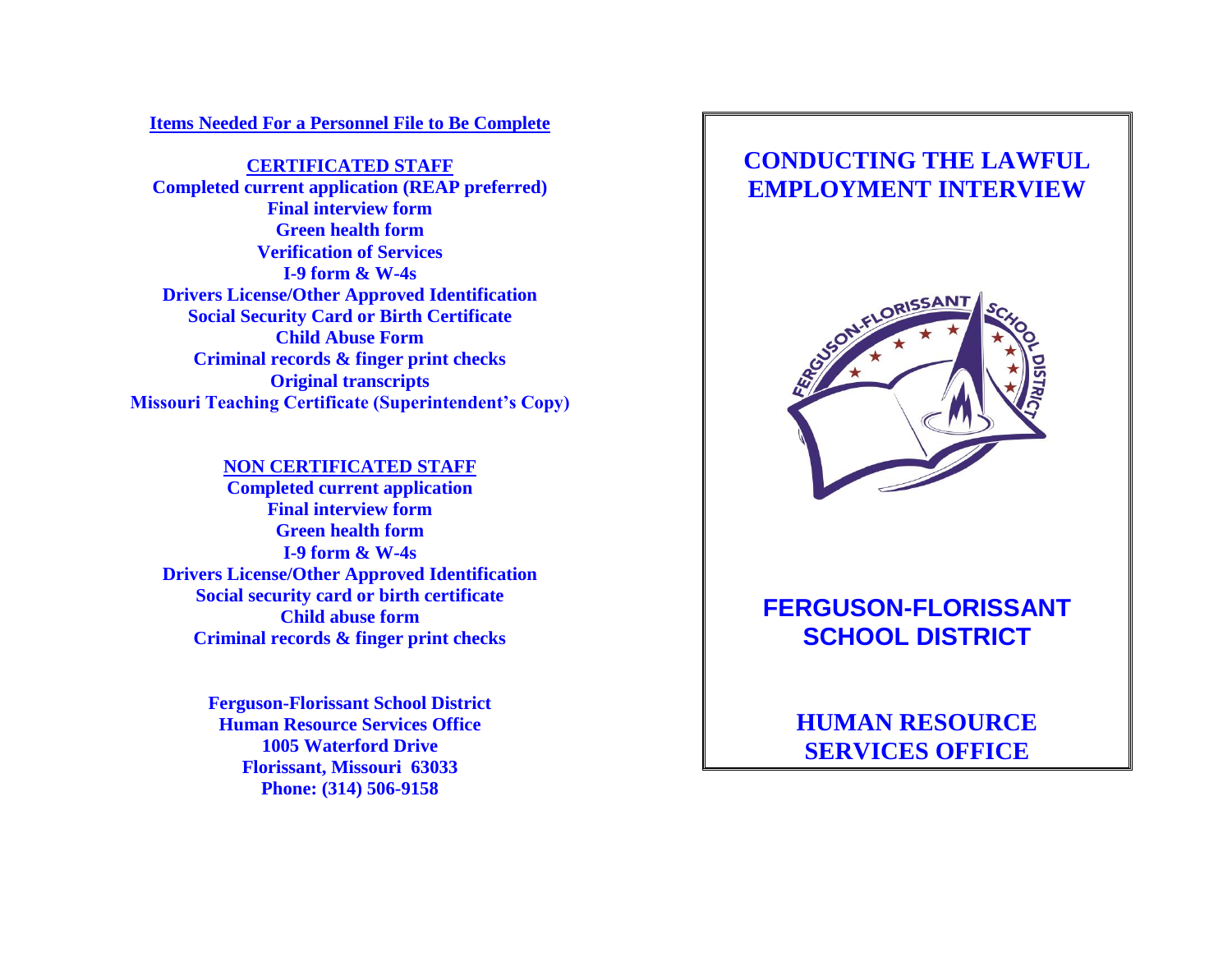## Items Needed For a Personnel File to Be Complete

### CERTIFICATED STAFF

**Completed current application (REAP preferred)**
**Final interview form**
**Green health form**
**Verification of Services**
**I-9 form & W-4s**
**Drivers License/Other Approved Identification**
**Social Security Card or Birth Certificate**
**Child Abuse Form**
**Criminal records & finger print checks**
**Original transcripts**
**Missouri Teaching Certificate (Superintendent's Copy)**

### NON CERTIFICATED STAFF

**Completed current application**
**Final interview form**
**Green health form**
**I-9 form & W-4s**
**Drivers License/Other Approved Identification**
**Social security card or birth certificate**
**Child abuse form**
**Criminal records & finger print checks**

**Ferguson-Florissant School District**
**Human Resource Services Office**
**1005 Waterford Drive**
**Florissant, Missouri 63033**
**Phone: (314) 506-9158**

# CONDUCTING THE LAWFUL EMPLOYMENT INTERVIEW

FERGUSON-FLORISSANT SCHOOL DISTRICT

## FERGUSON-FLORISSANT SCHOOL DISTRICT

## HUMAN RESOURCE SERVICES OFFICE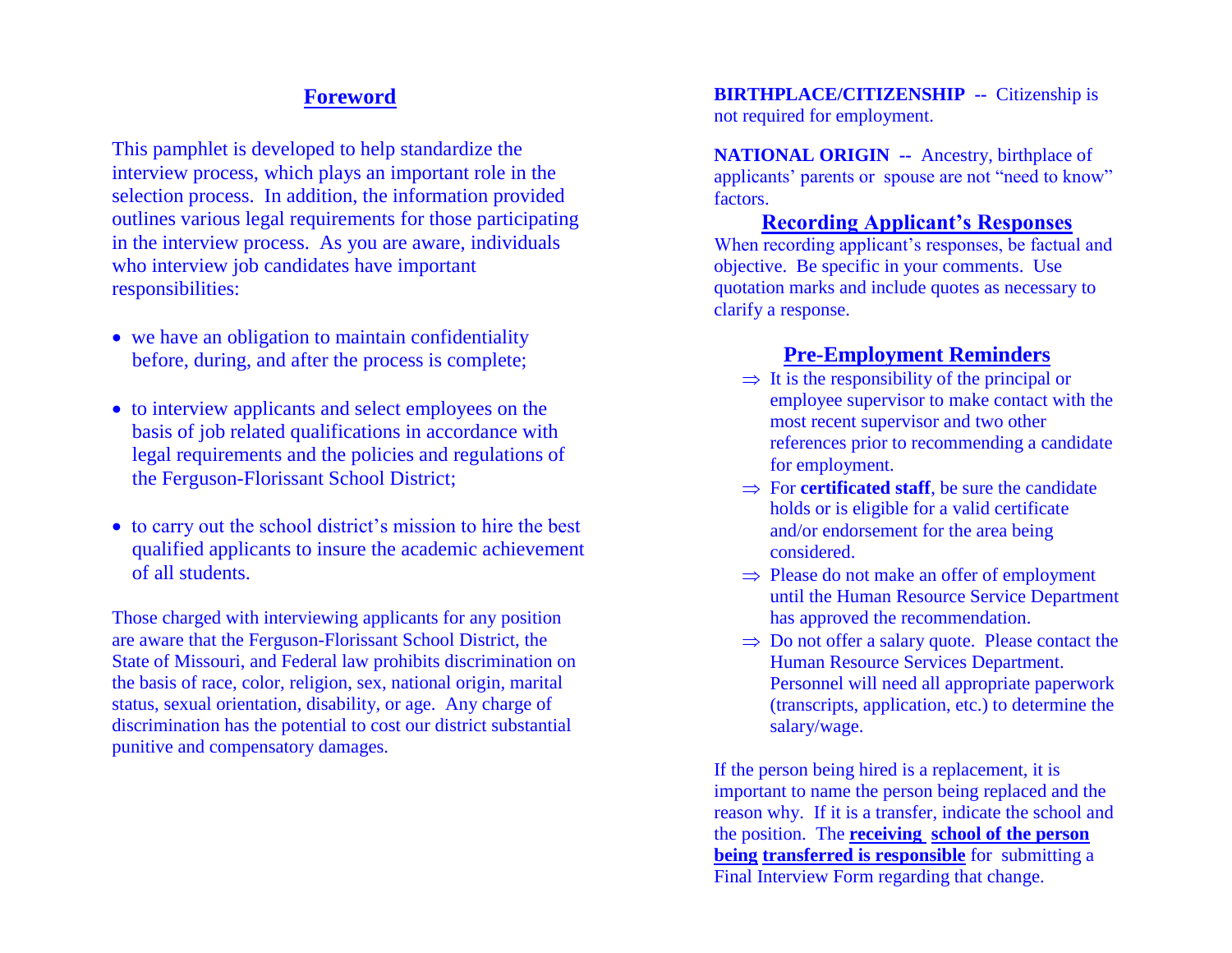## Foreword

This pamphlet is developed to help standardize the interview process, which plays an important role in the selection process. In addition, the information provided outlines various legal requirements for those participating in the interview process. As you are aware, individuals who interview job candidates have important responsibilities:

- we have an obligation to maintain confidentiality before, during, and after the process is complete;
- to interview applicants and select employees on the basis of job related qualifications in accordance with legal requirements and the policies and regulations of the Ferguson-Florissant School District;
- to carry out the school district's mission to hire the best qualified applicants to insure the academic achievement of all students.

Those charged with interviewing applicants for any position are aware that the Ferguson-Florissant School District, the State of Missouri, and Federal law prohibits discrimination on the basis of race, color, religion, sex, national origin, marital status, sexual orientation, disability, or age. Any charge of discrimination has the potential to cost our district substantial punitive and compensatory damages.

**BIRTHPLACE/CITIZENSHIP --** Citizenship is not required for employment.

**NATIONAL ORIGIN --** Ancestry, birthplace of applicants' parents or spouse are not "need to know" factors.

## Recording Applicant's Responses

When recording applicant's responses, be factual and objective. Be specific in your comments. Use quotation marks and include quotes as necessary to clarify a response.

## Pre-Employment Reminders

- ⇒ It is the responsibility of the principal or employee supervisor to make contact with the most recent supervisor and two other references prior to recommending a candidate for employment.
- ⇒ For **certificated staff**, be sure the candidate holds or is eligible for a valid certificate and/or endorsement for the area being considered.
- ⇒ Please do not make an offer of employment until the Human Resource Service Department has approved the recommendation.
- ⇒ Do not offer a salary quote. Please contact the Human Resource Services Department. Personnel will need all appropriate paperwork (transcripts, application, etc.) to determine the salary/wage.

If the person being hired is a replacement, it is important to name the person being replaced and the reason why. If it is a transfer, indicate the school and the position. The **receiving school of the person being transferred is responsible** for submitting a Final Interview Form regarding that change.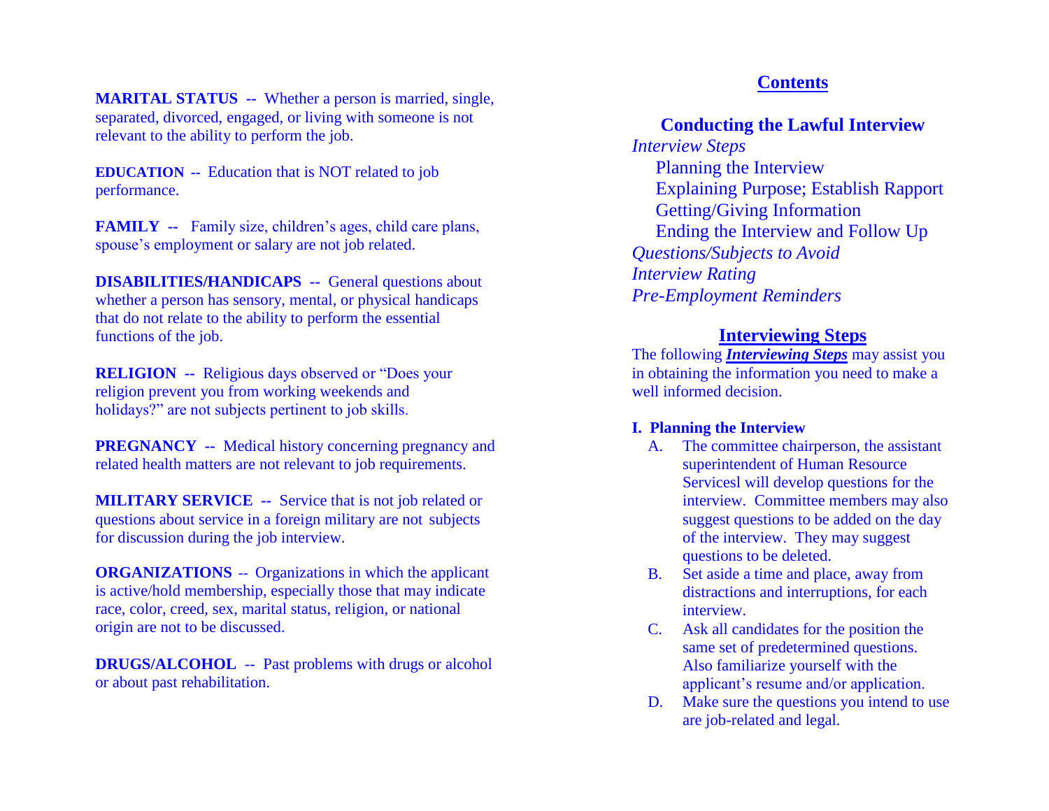**MARITAL STATUS** -- Whether a person is married, single, separated, divorced, engaged, or living with someone is not relevant to the ability to perform the job.

**EDUCATION** -- Education that is NOT related to job performance.

**FAMILY** -- Family size, children's ages, child care plans, spouse's employment or salary are not job related.

**DISABILITIES/HANDICAPS** -- General questions about whether a person has sensory, mental, or physical handicaps that do not relate to the ability to perform the essential functions of the job.

**RELIGION** -- Religious days observed or "Does your religion prevent you from working weekends and holidays?" are not subjects pertinent to job skills.

**PREGNANCY** -- Medical history concerning pregnancy and related health matters are not relevant to job requirements.

**MILITARY SERVICE** -- Service that is not job related or questions about service in a foreign military are not subjects for discussion during the job interview.

**ORGANIZATIONS** -- Organizations in which the applicant is active/hold membership, especially those that may indicate race, color, creed, sex, marital status, religion, or national origin are not to be discussed.

**DRUGS/ALCOHOL** -- Past problems with drugs or alcohol or about past rehabilitation.

## Contents

### Conducting the Lawful Interview

*Interview Steps*
- Planning the Interview
- Explaining Purpose; Establish Rapport
- Getting/Giving Information
- Ending the Interview and Follow Up

*Questions/Subjects to Avoid*
*Interview Rating*
*Pre-Employment Reminders*

## Interviewing Steps

The following ***Interviewing Steps*** may assist you in obtaining the information you need to make a well informed decision.

**I. Planning the Interview**

A. The committee chairperson, the assistant superintendent of Human Resource Servicesl will develop questions for the interview. Committee members may also suggest questions to be added on the day of the interview. They may suggest questions to be deleted.

B. Set aside a time and place, away from distractions and interruptions, for each interview.

C. Ask all candidates for the position the same set of predetermined questions. Also familiarize yourself with the applicant's resume and/or application.

D. Make sure the questions you intend to use are job-related and legal.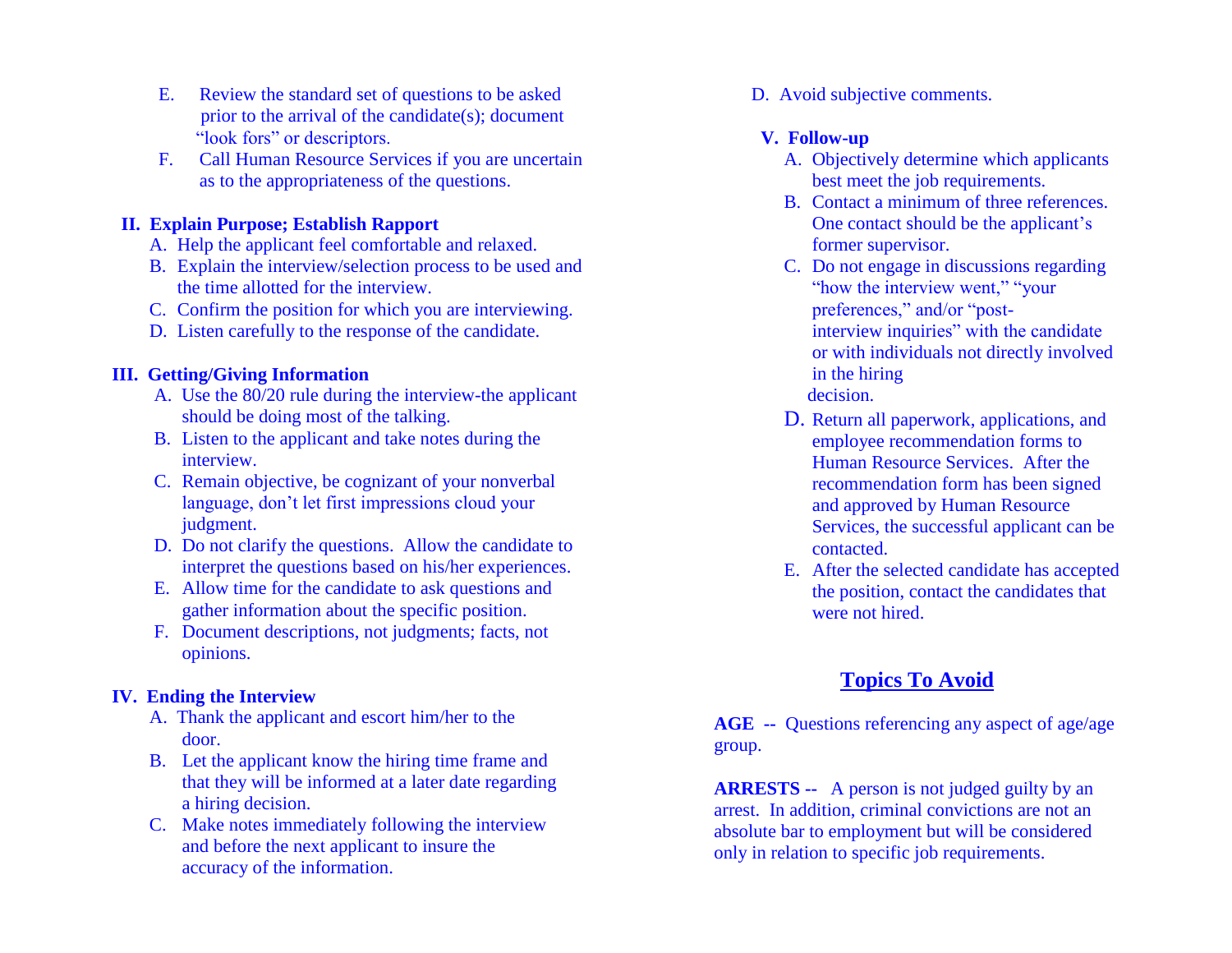E. Review the standard set of questions to be asked prior to the arrival of the candidate(s); document "look fors" or descriptors.

F. Call Human Resource Services if you are uncertain as to the appropriateness of the questions.

## II. Explain Purpose; Establish Rapport

A. Help the applicant feel comfortable and relaxed.

B. Explain the interview/selection process to be used and the time allotted for the interview.

C. Confirm the position for which you are interviewing.

D. Listen carefully to the response of the candidate.

## III. Getting/Giving Information

A. Use the 80/20 rule during the interview-the applicant should be doing most of the talking.

B. Listen to the applicant and take notes during the interview.

C. Remain objective, be cognizant of your nonverbal language, don't let first impressions cloud your judgment.

D. Do not clarify the questions. Allow the candidate to interpret the questions based on his/her experiences.

E. Allow time for the candidate to ask questions and gather information about the specific position.

F. Document descriptions, not judgments; facts, not opinions.

## IV. Ending the Interview

A. Thank the applicant and escort him/her to the door.

B. Let the applicant know the hiring time frame and that they will be informed at a later date regarding a hiring decision.

C. Make notes immediately following the interview and before the next applicant to insure the accuracy of the information.

D. Avoid subjective comments.

## V. Follow-up

A. Objectively determine which applicants best meet the job requirements.

B. Contact a minimum of three references. One contact should be the applicant's former supervisor.

C. Do not engage in discussions regarding "how the interview went," "your preferences," and/or "post-interview inquiries" with the candidate or with individuals not directly involved in the hiring decision.

D. Return all paperwork, applications, and employee recommendation forms to Human Resource Services. After the recommendation form has been signed and approved by Human Resource Services, the successful applicant can be contacted.

E. After the selected candidate has accepted the position, contact the candidates that were not hired.

## Topics To Avoid

**AGE --** Questions referencing any aspect of age/age group.

**ARRESTS --** A person is not judged guilty by an arrest. In addition, criminal convictions are not an absolute bar to employment but will be considered only in relation to specific job requirements.